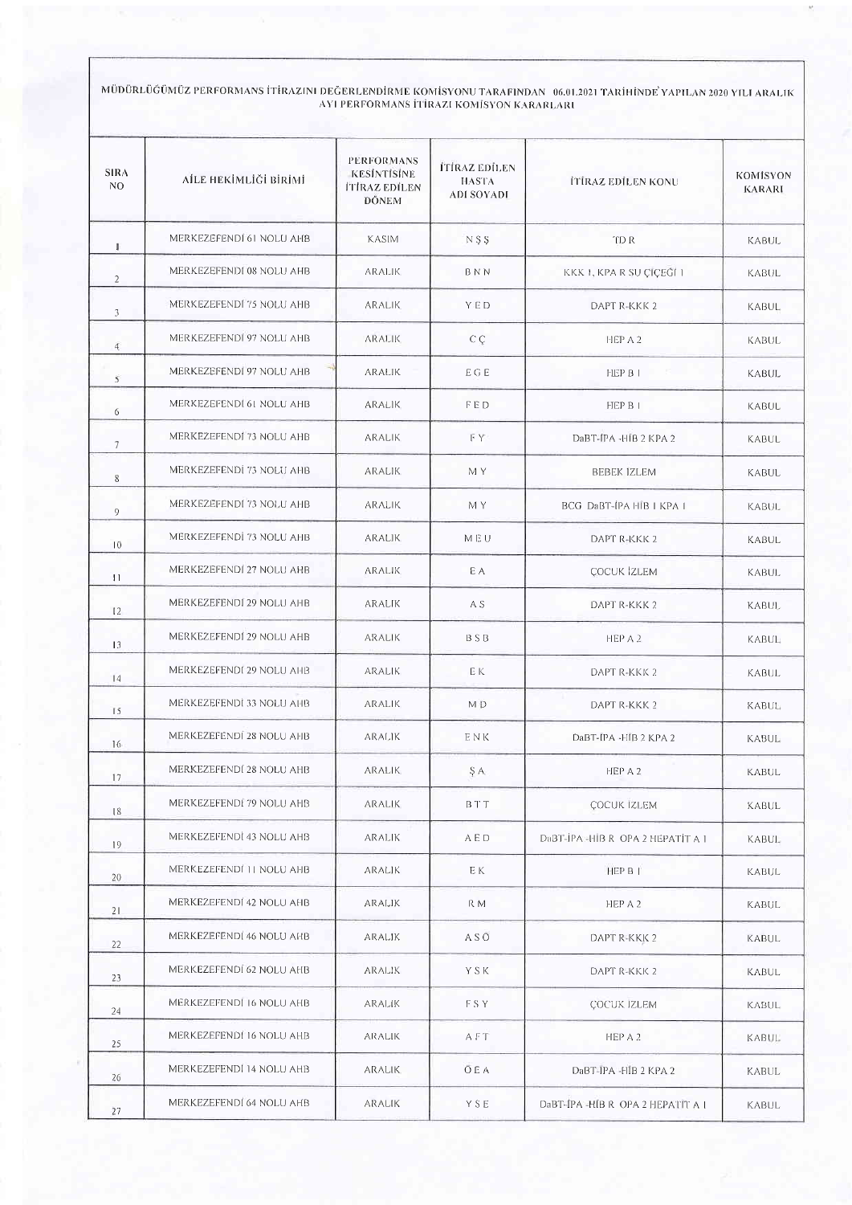MÜDÜRLÜĞÜMÜZ PERFORMANS İTİRAZINI DEĞERLENDİRME KOMİSYONU TARAFINDAN 06.01.2021 TARİHİNDE YAPILAN 2020 YILI ARALIK AYI PERFORMANS İTİRAZI KOMİSYON KARARLARI

| SIRA NO | AİLE HEKİMLİĞİ BİRİMİ | PERFORMANS KESİNTİSİNE İTİRAZ EDİLEN DÖNEM | İTİRAZ EDİLEN HASTA ADI SOYADI | İTİRAZ EDİLEN KONU | KOMİSYON KARARI |
|---|---|---|---|---|---|
| 1 | MERKEZEFENDİ 61 NOLU AHB | KASIM | N Ş Ş | TD R | KABUL |
| 2 | MERKEZEFENDİ 08 NOLU AHB | ARALIK | B N N | KKK 1, KPA R SU ÇİÇEĞİ 1 | KABUL |
| 3 | MERKEZEFENDİ 75 NOLU AHB | ARALIK | Y E D | DAPT R-KKK 2 | KABUL |
| 4 | MERKEZEFENDİ 97 NOLU AHB | ARALIK | C Ç | HEP A 2 | KABUL |
| 5 | MERKEZEFENDİ 97 NOLU AHB | ARALIK | E G E | HEP B 1 | KABUL |
| 6 | MERKEZEFENDİ 61 NOLU AHB | ARALIK | F E D | HEP B 1 | KABUL |
| 7 | MERKEZEFENDİ 73 NOLU AHB | ARALIK | F Y | DaBT-İPA -HİB 2 KPA 2 | KABUL |
| 8 | MERKEZEFENDİ 73 NOLU AHB | ARALIK | M Y | BEBEK İZLEM | KABUL |
| 9 | MERKEZEFENDİ 73 NOLU AHB | ARALIK | M Y | BCG DaBT-İPA HİB 1 KPA 1 | KABUL |
| 10 | MERKEZEFENDİ 73 NOLU AHB | ARALIK | M E U | DAPT R-KKK 2 | KABUL |
| 11 | MERKEZEFENDİ 27 NOLU AHB | ARALIK | E A | ÇOCUK İZLEM | KABUL |
| 12 | MERKEZEFENDİ 29 NOLU AHB | ARALIK | A S | DAPT R-KKK 2 | KABUL |
| 13 | MERKEZEFENDİ 29 NOLU AHB | ARALIK | B S B | HEP A 2 | KABUL |
| 14 | MERKEZEFENDİ 29 NOLU AHB | ARALIK | E K | DAPT R-KKK 2 | KABUL |
| 15 | MERKEZEFENDİ 33 NOLU AHB | ARALIK | M D | DAPT R-KKK 2 | KABUL |
| 16 | MERKEZEFENDİ 28 NOLU AHB | ARALIK | E N K | DaBT-İPA -HİB 2 KPA 2 | KABUL |
| 17 | MERKEZEFENDİ 28 NOLU AHB | ARALIK | Ş A | HEP A 2 | KABUL |
| 18 | MERKEZEFENDİ 79 NOLU AHB | ARALIK | B T T | ÇOCUK İZLEM | KABUL |
| 19 | MERKEZEFENDİ 43 NOLU AHB | ARALIK | A E D | DaBT-İPA -HİB R OPA 2 HEPATİT A 1 | KABUL |
| 20 | MERKEZEFENDİ 11 NOLU AHB | ARALIK | E K | HEP B 1 | KABUL |
| 21 | MERKEZEFENDİ 42 NOLU AHB | ARALIK | R M | HEP A 2 | KABUL |
| 22 | MERKEZEFENDİ 46 NOLU AHB | ARALIK | A S Ö | DAPT R-KKK 2 | KABUL |
| 23 | MERKEZEFENDİ 62 NOLU AHB | ARALIK | Y S K | DAPT R-KKK 2 | KABUL |
| 24 | MERKEZEFENDİ 16 NOLU AHB | ARALIK | F S Y | ÇOCUK İZLEM | KABUL |
| 25 | MERKEZEFENDİ 16 NOLU AHB | ARALIK | A F T | HEP A 2 | KABUL |
| 26 | MERKEZEFENDİ 14 NOLU AHB | ARALIK | Ö E A | DaBT-İPA -HİB 2 KPA 2 | KABUL |
| 27 | MERKEZEFENDİ 64 NOLU AHB | ARALIK | Y S E | DaBT-İPA -HİB R OPA 2 HEPATİT A 1 | KABUL |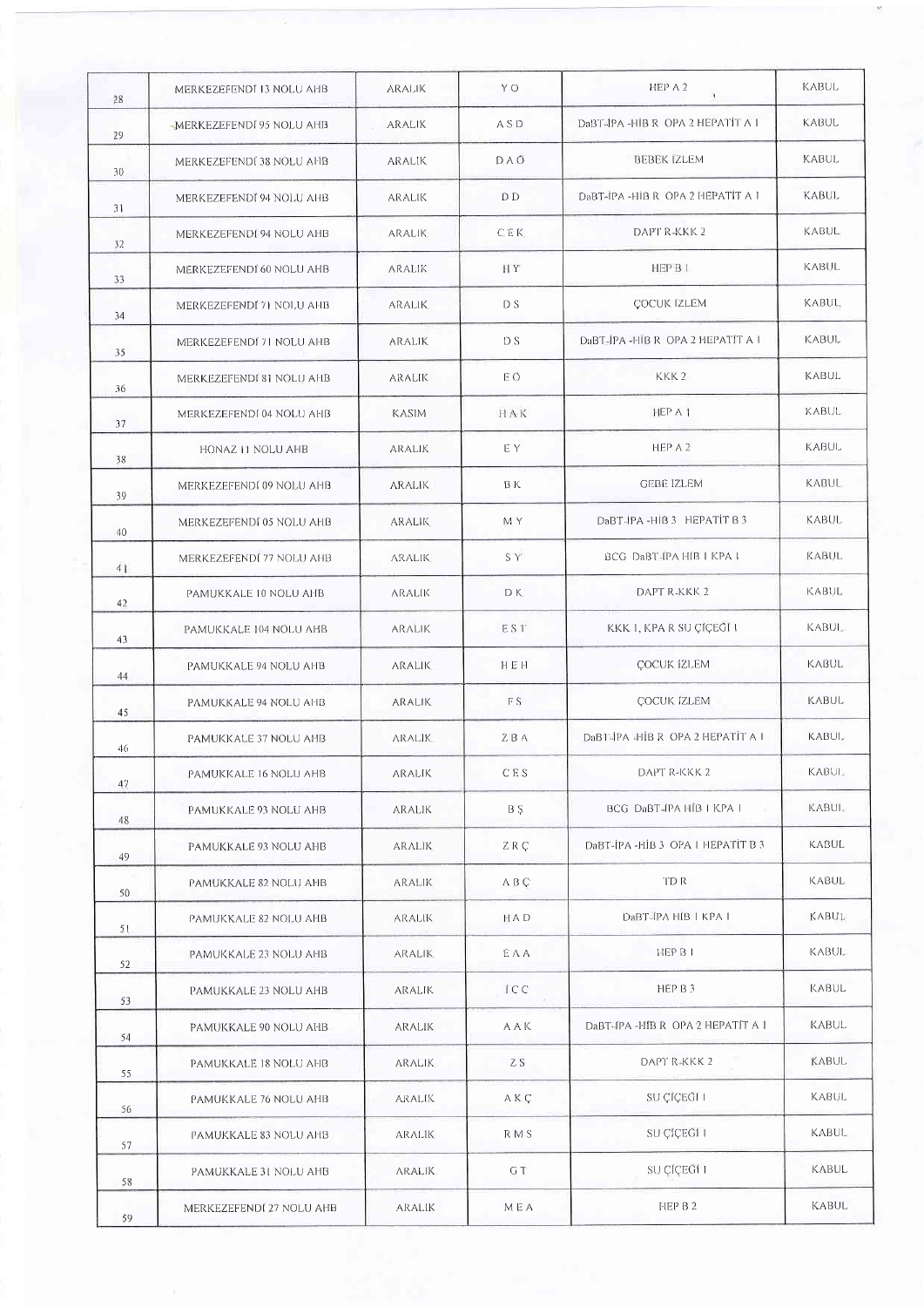| | | | | | |
|---|---|---|---|---|---|
| 28 | MERKEZEFENDİ 13 NOLU AHB | ARALIK | Y O | HEP A 2 | KABUL |
| 29 | MERKEZEFENDİ 95 NOLU AHB | ARALIK | A S D | DaBT-İPA -HİB R OPA 2 HEPATİT A 1 | KABUL |
| 30 | MERKEZEFENDİ 38 NOLU AHB | ARALIK | D A Ö | BEBEK İZLEM | KABUL |
| 31 | MERKEZEFENDİ 94 NOLU AHB | ARALIK | D D | DaBT-İPA -HİB R OPA 2 HEPATİT A 1 | KABUL |
| 32 | MERKEZEFENDİ 94 NOLU AHB | ARALIK | C E K | DAPT R-KKK 2 | KABUL |
| 33 | MERKEZEFENDİ 60 NOLU AHB | ARALIK | H Y | HEP B 1 | KABUL |
| 34 | MERKEZEFENDİ 71 NOLU AHB | ARALIK | D S | ÇOCUK İZLEM | KABUL |
| 35 | MERKEZEFENDİ 71 NOLU AHB | ARALIK | D S | DaBT-İPA -HİB R OPA 2 HEPATİT A 1 | KABUL |
| 36 | MERKEZEFENDİ 81 NOLU AHB | ARALIK | E Ö | KKK 2 | KABUL |
| 37 | MERKEZEFENDİ 04 NOLU AHB | KASIM | H A K | HEP A 1 | KABUL |
| 38 | HONAZ 11 NOLU AHB | ARALIK | E Y | HEP A 2 | KABUL |
| 39 | MERKEZEFENDİ 09 NOLU AHB | ARALIK | B K | GEBE İZLEM | KABUL |
| 40 | MERKEZEFENDİ 05 NOLU AHB | ARALIK | M Y | DaBT-İPA -HİB 3 HEPATİT B 3 | KABUL |
| 41 | MERKEZEFENDİ 77 NOLU AHB | ARALIK | S Y | BCG DaBT-İPA HİB 1 KPA 1 | KABUL |
| 42 | PAMUKKALE 10 NOLU AHB | ARALIK | D K | DAPT R-KKK 2 | KABUL |
| 43 | PAMUKKALE 104 NOLU AHB | ARALIK | E S T | KKK 1, KPA R SU ÇİÇEĞİ 1 | KABUL |
| 44 | PAMUKKALE 94 NOLU AHB | ARALIK | H E H | ÇOCUK İZLEM | KABUL |
| 45 | PAMUKKALE 94 NOLU AHB | ARALIK | F S | ÇOCUK İZLEM | KABUL |
| 46 | PAMUKKALE 37 NOLU AHB | ARALIK | Z B A | DaBT-İPA -HİB R OPA 2 HEPATİT A 1 | KABUL |
| 47 | PAMUKKALE 16 NOLU AHB | ARALIK | C E S | DAPT R-KKK 2 | KABUL |
| 48 | PAMUKKALE 93 NOLU AHB | ARALIK | B Ş | BCG DaBT-İPA HİB 1 KPA 1 | KABUL |
| 49 | PAMUKKALE 93 NOLU AHB | ARALIK | Z R Ç | DaBT-İPA -HİB 3 OPA 1 HEPATİT B 3 | KABUL |
| 50 | PAMUKKALE 82 NOLU AHB | ARALIK | A B Ç | TD R | KABUL |
| 51 | PAMUKKALE 82 NOLU AHB | ARALIK | H A D | DaBT-İPA HİB 1 KPA 1 | KABUL |
| 52 | PAMUKKALE 23 NOLU AHB | ARALIK | E A A | HEP B 1 | KABUL |
| 53 | PAMUKKALE 23 NOLU AHB | ARALIK | İ C C | HEP B 3 | KABUL |
| 54 | PAMUKKALE 90 NOLU AHB | ARALIK | A A K | DaBT-İPA -HİB R OPA 2 HEPATİT A 1 | KABUL |
| 55 | PAMUKKALE 18 NOLU AHB | ARALIK | Z S | DAPT R-KKK 2 | KABUL |
| 56 | PAMUKKALE 76 NOLU AHB | ARALIK | A K Ç | SU ÇİÇEĞİ 1 | KABUL |
| 57 | PAMUKKALE 83 NOLU AHB | ARALIK | R M S | SU ÇİÇEĞİ 1 | KABUL |
| 58 | PAMUKKALE 31 NOLU AHB | ARALIK | G T | SU ÇİÇEĞİ 1 | KABUL |
| 59 | MERKEZEFENDİ 27 NOLU AHB | ARALIK | M E A | HEP B 2 | KABUL |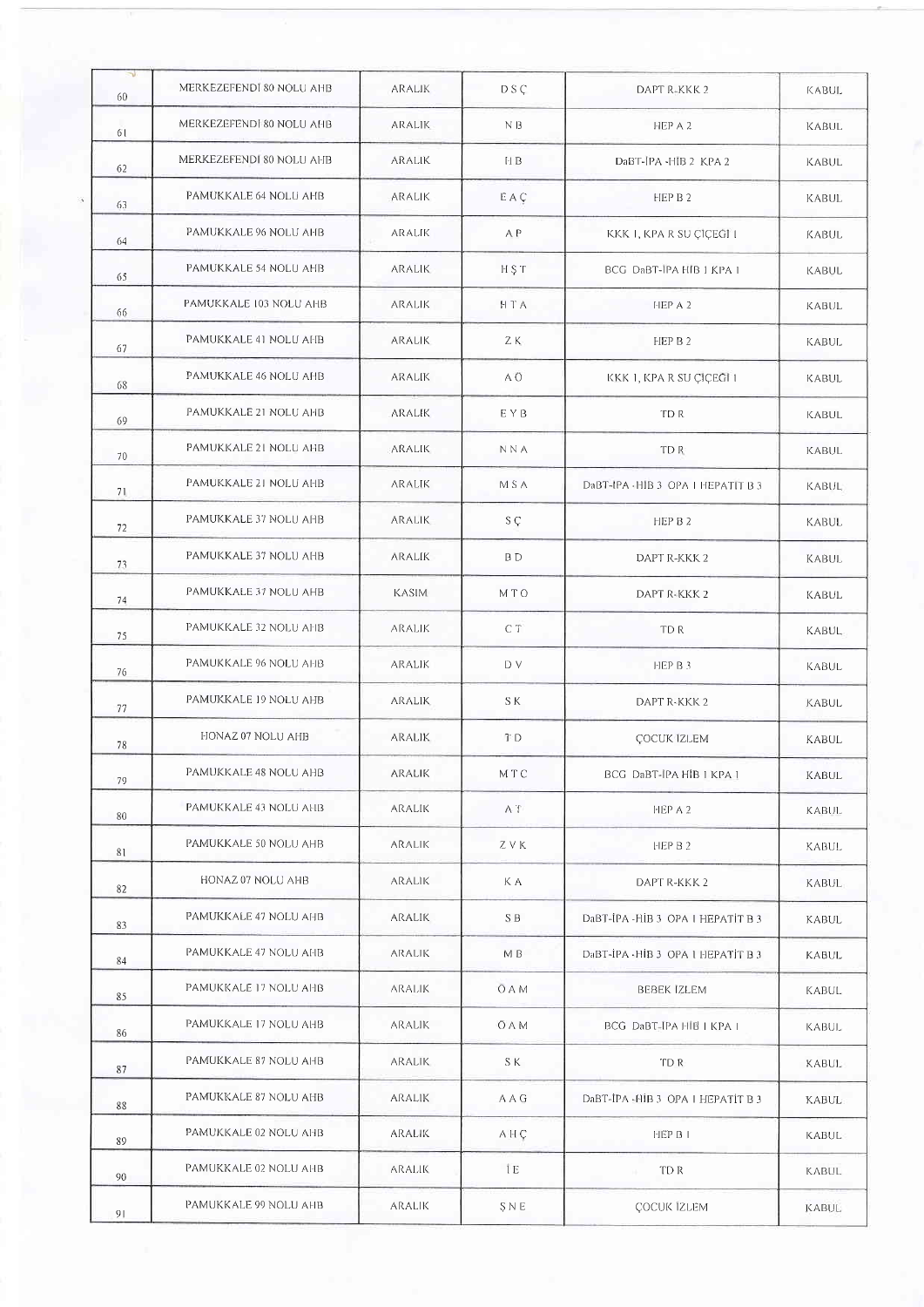| | | | | | |
|---|---|---|---|---|---|
| 60 | MERKEZEFENDİ 80 NOLU AHB | ARALIK | D S Ç | DAPT R-KKK 2 | KABUL |
| 61 | MERKEZEFENDİ 80 NOLU AHB | ARALIK | N B | HEP A 2 | KABUL |
| 62 | MERKEZEFENDİ 80 NOLU AHB | ARALIK | H B | DaBT-İPA -HİB 2 KPA 2 | KABUL |
| 63 | PAMUKKALE 64 NOLU AHB | ARALIK | E A Ç | HEP B 2 | KABUL |
| 64 | PAMUKKALE 96 NOLU AHB | ARALIK | A P | KKK 1, KPA R SU ÇİÇEĞİ 1 | KABUL |
| 65 | PAMUKKALE 54 NOLU AHB | ARALIK | H Ş T | BCG DaBT-İPA HİB 1 KPA 1 | KABUL |
| 66 | PAMUKKALE 103 NOLU AHB | ARALIK | H T A | HEP A 2 | KABUL |
| 67 | PAMUKKALE 41 NOLU AHB | ARALIK | Z K | HEP B 2 | KABUL |
| 68 | PAMUKKALE 46 NOLU AHB | ARALIK | A Ö | KKK 1, KPA R SU ÇİÇEĞİ 1 | KABUL |
| 69 | PAMUKKALE 21 NOLU AHB | ARALIK | E Y B | TD R | KABUL |
| 70 | PAMUKKALE 21 NOLU AHB | ARALIK | N N A | TD R | KABUL |
| 71 | PAMUKKALE 21 NOLU AHB | ARALIK | M S A | DaBT-İPA -HİB 3 OPA 1 HEPATİT B 3 | KABUL |
| 72 | PAMUKKALE 37 NOLU AHB | ARALIK | S Ç | HEP B 2 | KABUL |
| 73 | PAMUKKALE 37 NOLU AHB | ARALIK | B D | DAPT R-KKK 2 | KABUL |
| 74 | PAMUKKALE 37 NOLU AHB | KASIM | M T O | DAPT R-KKK 2 | KABUL |
| 75 | PAMUKKALE 32 NOLU AHB | ARALIK | C T | TD R | KABUL |
| 76 | PAMUKKALE 96 NOLU AHB | ARALIK | D V | HEP B 3 | KABUL |
| 77 | PAMUKKALE 19 NOLU AHB | ARALIK | S K | DAPT R-KKK 2 | KABUL |
| 78 | HONAZ 07 NOLU AHB | ARALIK | T D | ÇOCUK İZLEM | KABUL |
| 79 | PAMUKKALE 48 NOLU AHB | ARALIK | M T C | BCG DaBT-İPA HİB 1 KPA 1 | KABUL |
| 80 | PAMUKKALE 43 NOLU AHB | ARALIK | A T | HEP A 2 | KABUL |
| 81 | PAMUKKALE 50 NOLU AHB | ARALIK | Z V K | HEP B 2 | KABUL |
| 82 | HONAZ 07 NOLU AHB | ARALIK | K A | DAPT R-KKK 2 | KABUL |
| 83 | PAMUKKALE 47 NOLU AHB | ARALIK | S B | DaBT-İPA -HİB 3 OPA 1 HEPATİT B 3 | KABUL |
| 84 | PAMUKKALE 47 NOLU AHB | ARALIK | M B | DaBT-İPA -HİB 3 OPA 1 HEPATİT B 3 | KABUL |
| 85 | PAMUKKALE 17 NOLU AHB | ARALIK | Ö A M | BEBEK İZLEM | KABUL |
| 86 | PAMUKKALE 17 NOLU AHB | ARALIK | Ö A M | BCG DaBT-İPA HİB 1 KPA 1 | KABUL |
| 87 | PAMUKKALE 87 NOLU AHB | ARALIK | S K | TD R | KABUL |
| 88 | PAMUKKALE 87 NOLU AHB | ARALIK | A A G | DaBT-İPA -HİB 3 OPA 1 HEPATİT B 3 | KABUL |
| 89 | PAMUKKALE 02 NOLU AHB | ARALIK | A H Ç | HEP B 1 | KABUL |
| 90 | PAMUKKALE 02 NOLU AHB | ARALIK | İ E | TD R | KABUL |
| 91 | PAMUKKALE 99 NOLU AHB | ARALIK | Ş N E | ÇOCUK İZLEM | KABUL |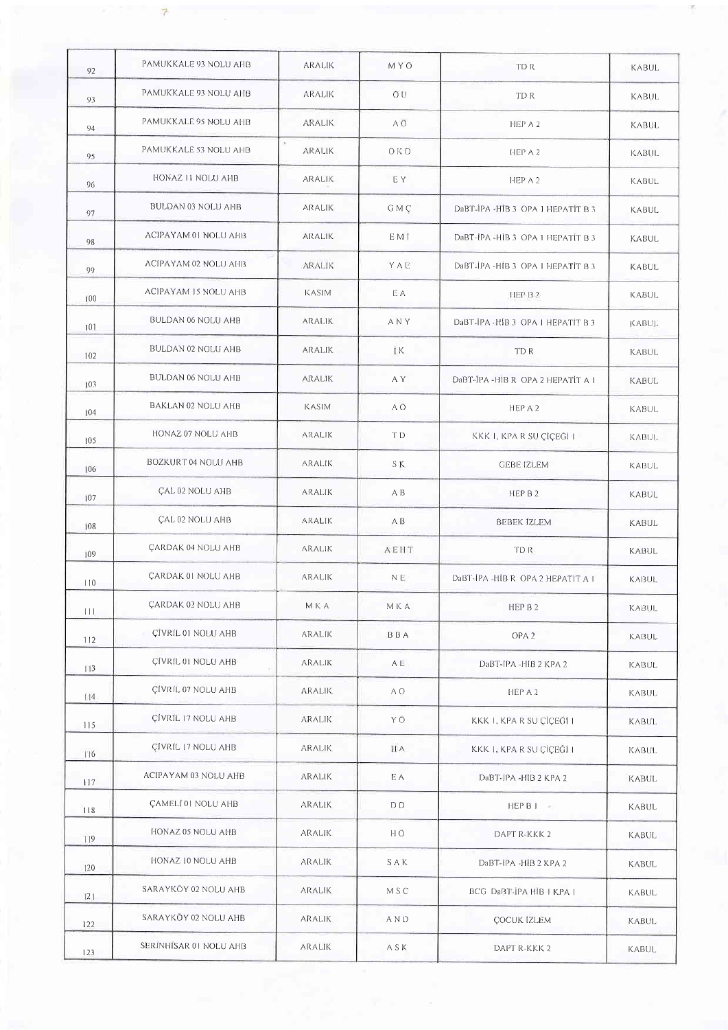| 92 | PAMUKKALE 93 NOLU AHB | ARALIK | M Y Ö | TD R | KABUL |
|---|---|---|---|---|---|
| 93 | PAMUKKALE 93 NOLU AHB | ARALIK | Ö U | TD R | KABUL |
| 94 | PAMUKKALE 95 NOLU AHB | ARALIK | A Ö | HEP A 2 | KABUL |
| 95 | PAMUKKALE 53 NOLU AHB | ARALIK | O K D | HEP A 2 | KABUL |
| 96 | HONAZ 11 NOLU AHB | ARALIK | E Y | HEP A 2 | KABUL |
| 97 | BULDAN 03 NOLU AHB | ARALIK | G M Ç | DaBT-İPA -HİB 3 OPA 1 HEPATİT B 3 | KABUL |
| 98 | ACIPAYAM 01 NOLU AHB | ARALIK | E M İ | DaBT-İPA -HİB 3 OPA 1 HEPATİT B 3 | KABUL |
| 99 | ACIPAYAM 02 NOLU AHB | ARALIK | Y A E | DaBT-İPA -HİB 3 OPA 1 HEPATİT B 3 | KABUL |
| 100 | ACIPAYAM 15 NOLU AHB | KASIM | E A | HEP B 2 | KABUL |
| 101 | BULDAN 06 NOLU AHB | ARALIK | A N Y | DaBT-İPA -HİB 3 OPA 1 HEPATİT B 3 | KABUL |
| 102 | BULDAN 02 NOLU AHB | ARALIK | İ K | TD R | KABUL |
| 103 | BULDAN 06 NOLU AHB | ARALIK | A Y | DaBT-İPA -HİB R OPA 2 HEPATİT A 1 | KABUL |
| 104 | BAKLAN 02 NOLU AHB | KASIM | A Ö | HEP A 2 | KABUL |
| 105 | HONAZ 07 NOLU AHB | ARALIK | T D | KKK 1, KPA R SU ÇİÇEĞİ 1 | KABUL |
| 106 | BOZKURT 04 NOLU AHB | ARALIK | S K | GEBE İZLEM | KABUL |
| 107 | ÇAL 02 NOLU AHB | ARALIK | A B | HEP B 2 | KABUL |
| 108 | ÇAL 02 NOLU AHB | ARALIK | A B | BEBEK İZLEM | KABUL |
| 109 | ÇARDAK 04 NOLU AHB | ARALIK | A E H T | TD R | KABUL |
| 110 | ÇARDAK 01 NOLU AHB | ARALIK | N E | DaBT-İPA -HİB R OPA 2 HEPATİT A 1 | KABUL |
| 111 | ÇARDAK 02 NOLU AHB | M K A | M K A | HEP B 2 | KABUL |
| 112 | ÇİVRİL 01 NOLU AHB | ARALIK | B B A | OPA 2 | KABUL |
| 113 | ÇİVRİL 01 NOLU AHB | ARALIK | A E | DaBT-İPA -HİB 2 KPA 2 | KABUL |
| 114 | ÇİVRİL 07 NOLU AHB | ARALIK | A O | HEP A 2 | KABUL |
| 115 | ÇİVRİL 17 NOLU AHB | ARALIK | Y Ö | KKK 1, KPA R SU ÇİÇEĞİ 1 | KABUL |
| 116 | ÇİVRİL 17 NOLU AHB | ARALIK | H A | KKK 1, KPA R SU ÇİÇEĞİ 1 | KABUL |
| 117 | ACIPAYAM 03 NOLU AHB | ARALIK | E A | DaBT-İPA -HİB 2 KPA 2 | KABUL |
| 118 | ÇAMELİ 01 NOLU AHB | ARALIK | D D | HEP B 1 | KABUL |
| 119 | HONAZ 05 NOLU AHB | ARALIK | H Ö | DAPT R-KKK 2 | KABUL |
| 120 | HONAZ 10 NOLU AHB | ARALIK | S A K | DaBT-İPA -HİB 2 KPA 2 | KABUL |
| 121 | SARAYKÖY 02 NOLU AHB | ARALIK | M S C | BCG DaBT-İPA HİB 1 KPA 1 | KABUL |
| 122 | SARAYKÖY 02 NOLU AHB | ARALIK | A N D | ÇOCUK İZLEM | KABUL |
| 123 | SERİNHİSAR 01 NOLU AHB | ARALIK | A S K | DAPT R-KKK 2 | KABUL |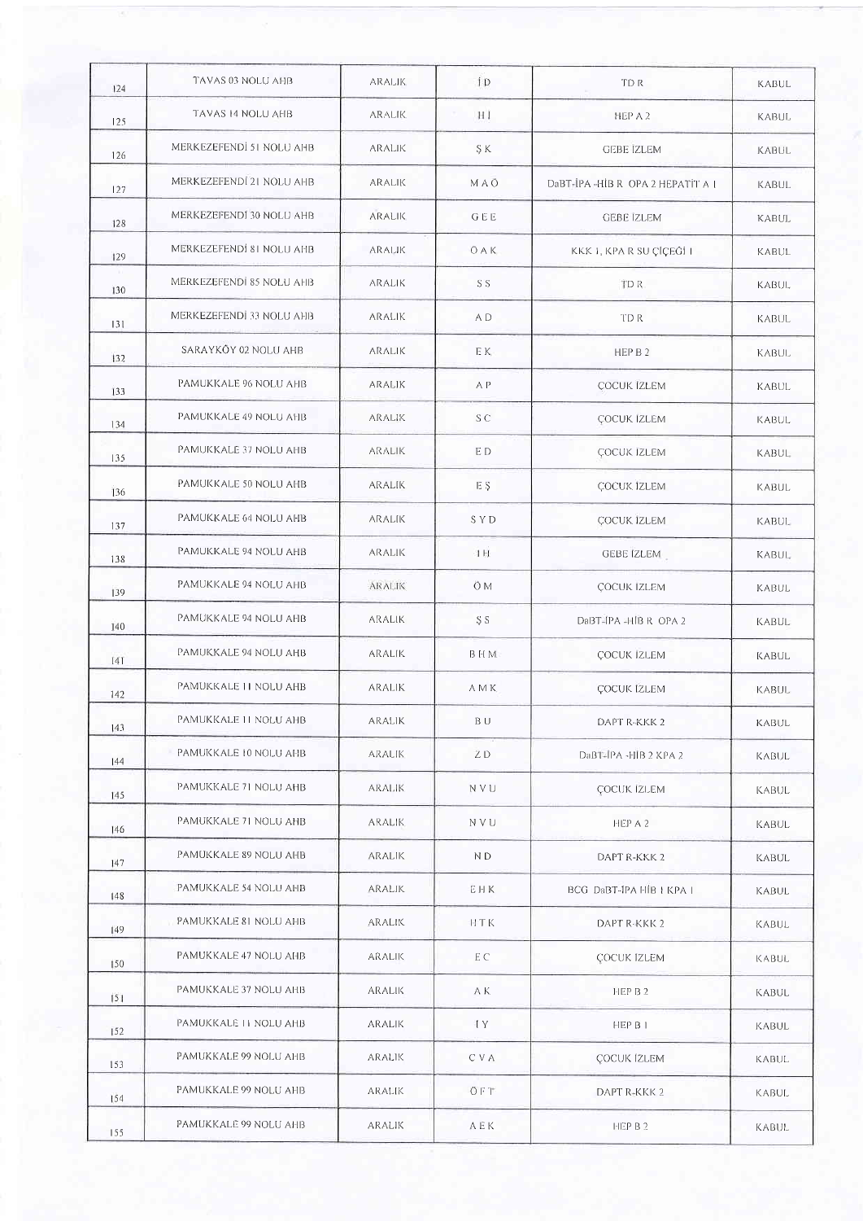| | | | | | |
|---|---|---|---|---|---|
| 124 | TAVAS 03 NOLU AHB | ARALIK | İ D | TD R | KABUL |
| 125 | TAVAS 14 NOLU AHB | ARALIK | H İ | HEP A 2 | KABUL |
| 126 | MERKEZEFENDİ 51 NOLU AHB | ARALIK | Ş K | GEBE İZLEM | KABUL |
| 127 | MERKEZEFENDİ 21 NOLU AHB | ARALIK | M A Ö | DaBT-İPA -HİB R OPA 2 HEPATİT A 1 | KABUL |
| 128 | MERKEZEFENDİ 30 NOLU AHB | ARALIK | G E E | GEBE İZLEM | KABUL |
| 129 | MERKEZEFENDİ 81 NOLU AHB | ARALIK | Ö A K | KKK 1, KPA R SU ÇİÇEĞİ 1 | KABUL |
| 130 | MERKEZEFENDİ 85 NOLU AHB | ARALIK | S S | TD R | KABUL |
| 131 | MERKEZEFENDİ 33 NOLU AHB | ARALIK | A D | TD R | KABUL |
| 132 | SARAYKÖY 02 NOLU AHB | ARALIK | E K | HEP B 2 | KABUL |
| 133 | PAMUKKALE 96 NOLU AHB | ARALIK | A P | ÇOCUK İZLEM | KABUL |
| 134 | PAMUKKALE 49 NOLU AHB | ARALIK | S C | ÇOCUK İZLEM | KABUL |
| 135 | PAMUKKALE 37 NOLU AHB | ARALIK | E D | ÇOCUK İZLEM | KABUL |
| 136 | PAMUKKALE 50 NOLU AHB | ARALIK | E Ş | ÇOCUK İZLEM | KABUL |
| 137 | PAMUKKALE 64 NOLU AHB | ARALIK | S Y D | ÇOCUK İZLEM | KABUL |
| 138 | PAMUKKALE 94 NOLU AHB | ARALIK | İ H | GEBE İZLEM | KABUL |
| 139 | PAMUKKALE 94 NOLU AHB | ARALIK | Ö M | ÇOCUK İZLEM | KABUL |
| 140 | PAMUKKALE 94 NOLU AHB | ARALIK | Ş S | DaBT-İPA -HİB R OPA 2 | KABUL |
| 141 | PAMUKKALE 94 NOLU AHB | ARALIK | B H M | ÇOCUK İZLEM | KABUL |
| 142 | PAMUKKALE 11 NOLU AHB | ARALIK | A M K | ÇOCUK İZLEM | KABUL |
| 143 | PAMUKKALE 11 NOLU AHB | ARALIK | B U | DAPT R-KKK 2 | KABUL |
| 144 | PAMUKKALE 10 NOLU AHB | ARALIK | Z D | DaBT-İPA -HİB 2 KPA 2 | KABUL |
| 145 | PAMUKKALE 71 NOLU AHB | ARALIK | N V U | ÇOCUK İZLEM | KABUL |
| 146 | PAMUKKALE 71 NOLU AHB | ARALIK | N V U | HEP A 2 | KABUL |
| 147 | PAMUKKALE 89 NOLU AHB | ARALIK | N D | DAPT R-KKK 2 | KABUL |
| 148 | PAMUKKALE 54 NOLU AHB | ARALIK | E H K | BCG DaBT-İPA HİB 1 KPA 1 | KABUL |
| 149 | PAMUKKALE 81 NOLU AHB | ARALIK | H T K | DAPT R-KKK 2 | KABUL |
| 150 | PAMUKKALE 47 NOLU AHB | ARALIK | E C | ÇOCUK İZLEM | KABUL |
| 151 | PAMUKKALE 37 NOLU AHB | ARALIK | A K | HEP B 2 | KABUL |
| 152 | PAMUKKALE 11 NOLU AHB | ARALIK | İ Y | HEP B 1 | KABUL |
| 153 | PAMUKKALE 99 NOLU AHB | ARALIK | C V A | ÇOCUK İZLEM | KABUL |
| 154 | PAMUKKALE 99 NOLU AHB | ARALIK | Ö F T | DAPT R-KKK 2 | KABUL |
| 155 | PAMUKKALE 99 NOLU AHB | ARALIK | A E K | HEP B 2 | KABUL |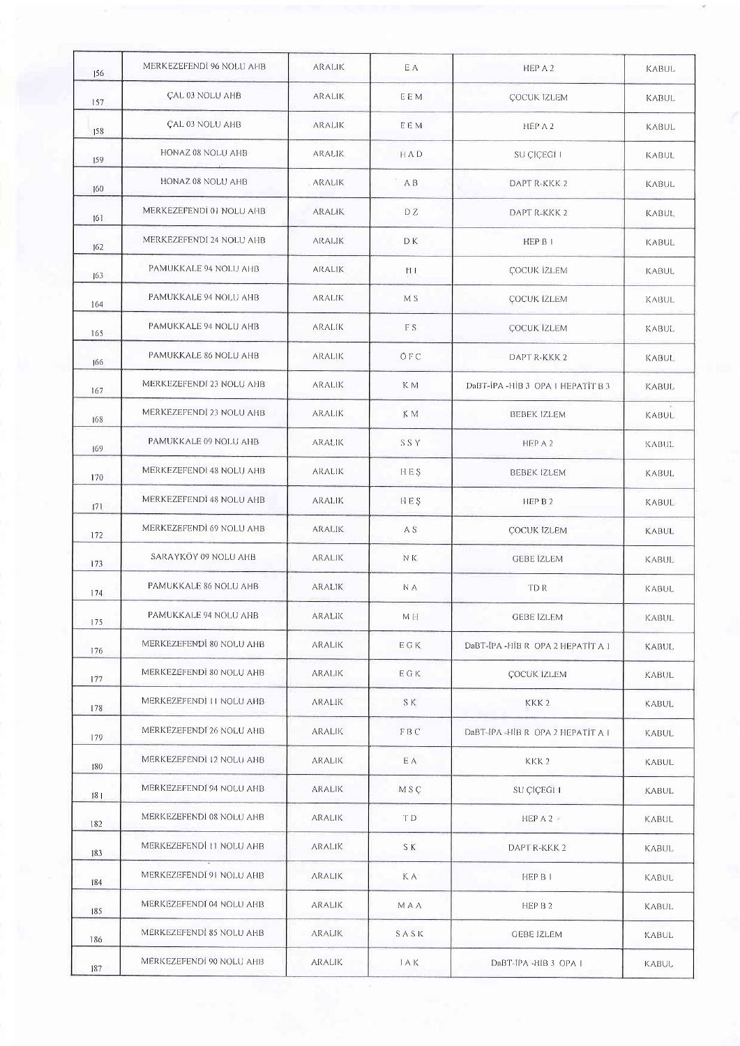| | | | | | |
|---|---|---|---|---|---|
| 156 | MERKEZEFENDİ 96 NOLU AHB | ARALIK | E A | HEP A 2 | KABUL |
| 157 | ÇAL 03 NOLU AHB | ARALIK | E E M | ÇOCUK İZLEM | KABUL |
| 158 | ÇAL 03 NOLU AHB | ARALIK | E E M | HEP A 2 | KABUL |
| 159 | HONAZ 08 NOLU AHB | ARALIK | H A D | SU ÇİÇEĞİ I | KABUL |
| 160 | HONAZ 08 NOLU AHB | ARALIK | A B | DAPT R-KKK 2 | KABUL |
| 161 | MERKEZEFENDİ 01 NOLU AHB | ARALIK | D Z | DAPT R-KKK 2 | KABUL |
| 162 | MERKEZEFENDİ 24 NOLU AHB | ARALIK | D K | HEP B 1 | KABUL |
| 163 | PAMUKKALE 94 NOLU AHB | ARALIK | H I | ÇOCUK İZLEM | KABUL |
| 164 | PAMUKKALE 94 NOLU AHB | ARALIK | M S | ÇOCUK İZLEM | KABUL |
| 165 | PAMUKKALE 94 NOLU AHB | ARALIK | F S | ÇOCUK İZLEM | KABUL |
| 166 | PAMUKKALE 86 NOLU AHB | ARALIK | Ö F C | DAPT R-KKK 2 | KABUL |
| 167 | MERKEZEFENDİ 23 NOLU AHB | ARALIK | K M | DaBT-İPA -HİB 3 OPA 1 HEPATİT B 3 | KABUL |
| 168 | MERKEZEFENDİ 23 NOLU AHB | ARALIK | K M | BEBEK İZLEM | KABUL |
| 169 | PAMUKKALE 09 NOLU AHB | ARALIK | S S Y | HEP A 2 | KABUL |
| 170 | MERKEZEFENDİ 48 NOLU AHB | ARALIK | H E Ş | BEBEK İZLEM | KABUL |
| 171 | MERKEZEFENDİ 48 NOLU AHB | ARALIK | H E Ş | HEP B 2 | KABUL |
| 172 | MERKEZEFENDİ 69 NOLU AHB | ARALIK | A S | ÇOCUK İZLEM | KABUL |
| 173 | SARAYKÖY 09 NOLU AHB | ARALIK | N K | GEBE İZLEM | KABUL |
| 174 | PAMUKKALE 86 NOLU AHB | ARALIK | N A | TD R | KABUL |
| 175 | PAMUKKALE 94 NOLU AHB | ARALIK | M H | GEBE İZLEM | KABUL |
| 176 | MERKEZEFENDİ 80 NOLU AHB | ARALIK | E G K | DaBT-İPA -HİB R OPA 2 HEPATİT A 1 | KABUL |
| 177 | MERKEZEFENDİ 80 NOLU AHB | ARALIK | E G K | ÇOCUK İZLEM | KABUL |
| 178 | MERKEZEFENDİ 11 NOLU AHB | ARALIK | S K | KKK 2 | KABUL |
| 179 | MERKEZEFENDİ 26 NOLU AHB | ARALIK | F B C | DaBT-İPA -HİB R OPA 2 HEPATİT A 1 | KABUL |
| 180 | MERKEZEFENDİ 12 NOLU AHB | ARALIK | E A | KKK 2 | KABUL |
| 181 | MERKEZEFENDİ 94 NOLU AHB | ARALIK | M S Ç | SU ÇİÇEĞİ I | KABUL |
| 182 | MERKEZEFENDİ 08 NOLU AHB | ARALIK | T D | HEP A 2 | KABUL |
| 183 | MERKEZEFENDİ 11 NOLU AHB | ARALIK | S K | DAPT R-KKK 2 | KABUL |
| 184 | MERKEZEFENDİ 91 NOLU AHB | ARALIK | K A | HEP B 1 | KABUL |
| 185 | MERKEZEFENDİ 04 NOLU AHB | ARALIK | M A A | HEP B 2 | KABUL |
| 186 | MERKEZEFENDİ 85 NOLU AHB | ARALIK | S A S K | GEBE İZLEM | KABUL |
| 187 | MERKEZEFENDİ 90 NOLU AHB | ARALIK | İ A K | DaBT-İPA -HİB 3 OPA 1 | KABUL |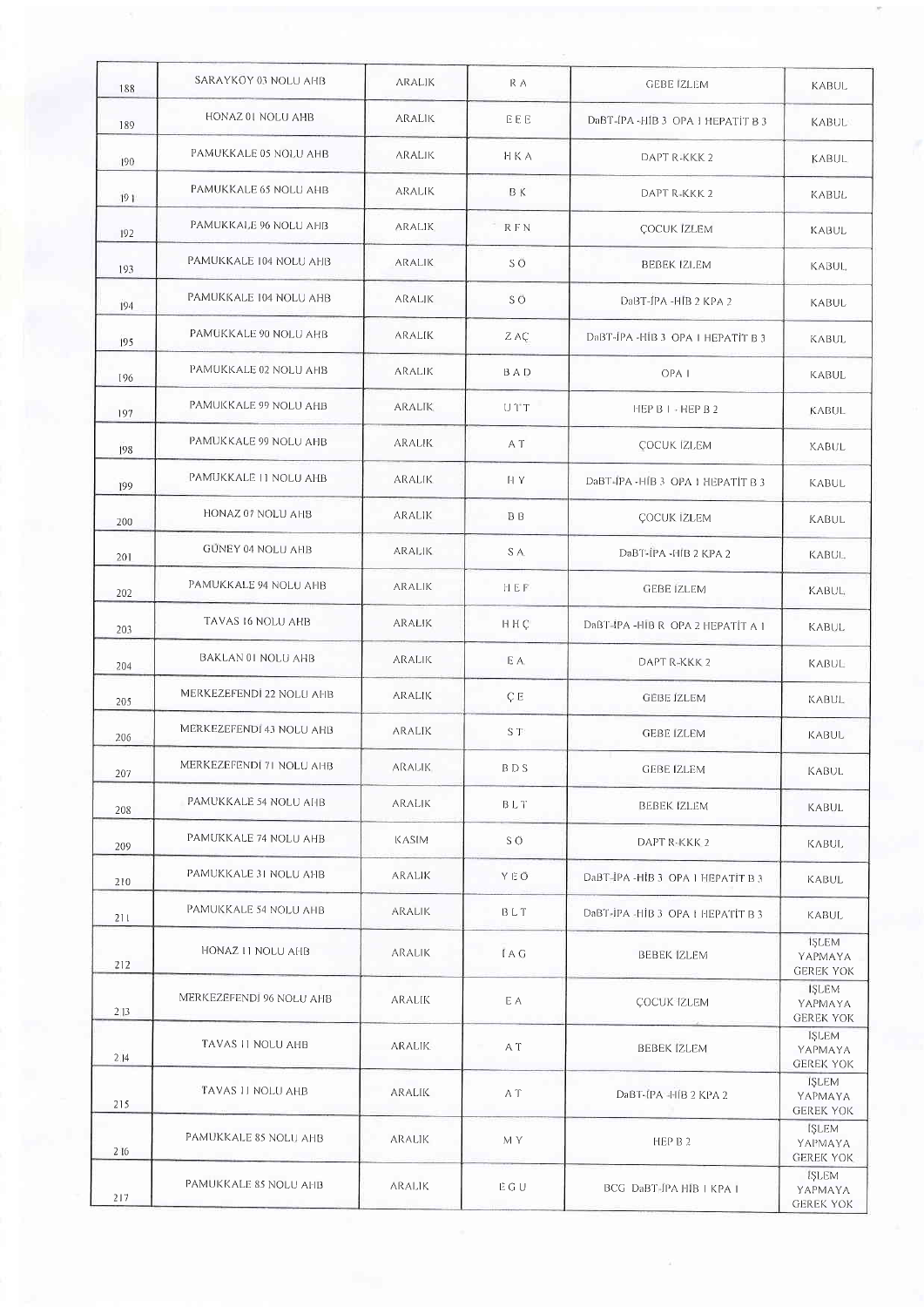| | | | | | |
|---|---|---|---|---|---|
| 188 | SARAYKÖY 03 NOLU AHB | ARALIK | R A | GEBE İZLEM | KABUL |
| 189 | HONAZ 01 NOLU AHB | ARALIK | E E E | DaBT-İPA -HİB 3 OPA 1 HEPATİT B 3 | KABUL |
| 190 | PAMUKKALE 05 NOLU AHB | ARALIK | H K A | DAPT R-KKK 2 | KABUL |
| 191 | PAMUKKALE 65 NOLU AHB | ARALIK | B K | DAPT R-KKK 2 | KABUL |
| 192 | PAMUKKALE 96 NOLU AHB | ARALIK | R F N | ÇOCUK İZLEM | KABUL |
| 193 | PAMUKKALE 104 NOLU AHB | ARALIK | S Ö | BEBEK İZLEM | KABUL |
| 194 | PAMUKKALE 104 NOLU AHB | ARALIK | S Ö | DaBT-İPA -HİB 2 KPA 2 | KABUL |
| 195 | PAMUKKALE 90 NOLU AHB | ARALIK | Z A Ç | DaBT-İPA -HİB 3 OPA 1 HEPATİT B 3 | KABUL |
| 196 | PAMUKKALE 02 NOLU AHB | ARALIK | B A D | OPA 1 | KABUL |
| 197 | PAMUKKALE 99 NOLU AHB | ARALIK | U T T | HEP B 1 - HEP B 2 | KABUL |
| 198 | PAMUKKALE 99 NOLU AHB | ARALIK | A T | ÇOCUK İZLEM | KABUL |
| 199 | PAMUKKALE 11 NOLU AHB | ARALIK | H Y | DaBT-İPA -HİB 3 OPA 1 HEPATİT B 3 | KABUL |
| 200 | HONAZ 07 NOLU AHB | ARALIK | B B | ÇOCUK İZLEM | KABUL |
| 201 | GÜNEY 04 NOLU AHB | ARALIK | S A | DaBT-İPA -HİB 2 KPA 2 | KABUL |
| 202 | PAMUKKALE 94 NOLU AHB | ARALIK | H E F | GEBE İZLEM | KABUL |
| 203 | TAVAS 16 NOLU AHB | ARALIK | H H Ç | DaBT-İPA -HİB R OPA 2 HEPATİT A 1 | KABUL |
| 204 | BAKLAN 01 NOLU AHB | ARALIK | E A | DAPT R-KKK 2 | KABUL |
| 205 | MERKEZEFENDİ 22 NOLU AHB | ARALIK | Ç E | GEBE İZLEM | KABUL |
| 206 | MERKEZEFENDİ 43 NOLU AHB | ARALIK | S T | GEBE İZLEM | KABUL |
| 207 | MERKEZEFENDİ 71 NOLU AHB | ARALIK | B D S | GEBE İZLEM | KABUL |
| 208 | PAMUKKALE 54 NOLU AHB | ARALIK | B L T | BEBEK İZLEM | KABUL |
| 209 | PAMUKKALE 74 NOLU AHB | KASIM | S Ö | DAPT R-KKK 2 | KABUL |
| 210 | PAMUKKALE 31 NOLU AHB | ARALIK | Y E Ö | DaBT-İPA -HİB 3 OPA 1 HEPATİT B 3 | KABUL |
| 211 | PAMUKKALE 54 NOLU AHB | ARALIK | B L T | DaBT-İPA -HİB 3 OPA 1 HEPATİT B 3 | KABUL |
| 212 | HONAZ 11 NOLU AHB | ARALIK | İ A G | BEBEK İZLEM | İŞLEM YAPMAYA GEREK YOK |
| 213 | MERKEZEFENDİ 96 NOLU AHB | ARALIK | E A | ÇOCUK İZLEM | İŞLEM YAPMAYA GEREK YOK |
| 214 | TAVAS 11 NOLU AHB | ARALIK | A T | BEBEK İZLEM | İŞLEM YAPMAYA GEREK YOK |
| 215 | TAVAS 11 NOLU AHB | ARALIK | A T | DaBT-İPA -HİB 2 KPA 2 | İŞLEM YAPMAYA GEREK YOK |
| 216 | PAMUKKALE 85 NOLU AHB | ARALIK | M Y | HEP B 2 | İŞLEM YAPMAYA GEREK YOK |
| 217 | PAMUKKALE 85 NOLU AHB | ARALIK | E G U | BCG DaBT-İPA HİB 1 KPA 1 | İŞLEM YAPMAYA GEREK YOK |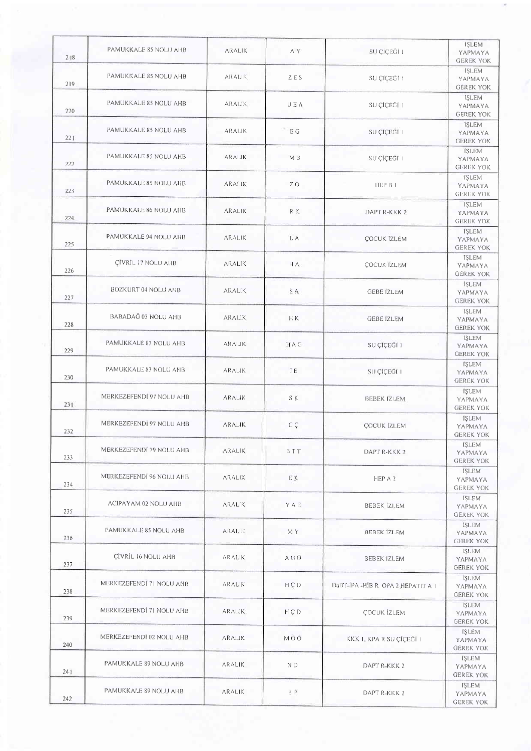| | | | | | |
|---|---|---|---|---|---|
| 218 | PAMUKKALE 85 NOLU AHB | ARALIK | A Y | SU ÇİÇEĞİ 1 | İŞLEM YAPMAYA GEREK YOK |
| 219 | PAMUKKALE 85 NOLU AHB | ARALIK | Z E S | SU ÇİÇEĞİ 1 | İŞLEM YAPMAYA GEREK YOK |
| 220 | PAMUKKALE 85 NOLU AHB | ARALIK | U E A | SU ÇİÇEĞİ 1 | İŞLEM YAPMAYA GEREK YOK |
| 221 | PAMUKKALE 85 NOLU AHB | ARALIK | E G | SU ÇİÇEĞİ 1 | İŞLEM YAPMAYA GEREK YOK |
| 222 | PAMUKKALE 85 NOLU AHB | ARALIK | M B | SU ÇİÇEĞİ 1 | İŞLEM YAPMAYA GEREK YOK |
| 223 | PAMUKKALE 85 NOLU AHB | ARALIK | Z O | HEP B 1 | İŞLEM YAPMAYA GEREK YOK |
| 224 | PAMUKKALE 86 NOLU AHB | ARALIK | R K | DAPT R-KKK 2 | İŞLEM YAPMAYA GEREK YOK |
| 225 | PAMUKKALE 94 NOLU AHB | ARALIK | L A | ÇOCUK İZLEM | İŞLEM YAPMAYA GEREK YOK |
| 226 | ÇİVRİL 17 NOLU AHB | ARALIK | H A | ÇOCUK İZLEM | İŞLEM YAPMAYA GEREK YOK |
| 227 | BOZKURT 04 NOLU AHB | ARALIK | S A | GEBE İZLEM | İŞLEM YAPMAYA GEREK YOK |
| 228 | BABADAĞ 03 NOLU AHB | ARALIK | H K | GEBE İZLEM | İŞLEM YAPMAYA GEREK YOK |
| 229 | PAMUKKALE 83 NOLU AHB | ARALIK | H A G | SU ÇİÇEĞİ 1 | İŞLEM YAPMAYA GEREK YOK |
| 230 | PAMUKKALE 83 NOLU AHB | ARALIK | İ E | SU ÇİÇEĞİ 1 | İŞLEM YAPMAYA GEREK YOK |
| 231 | MERKEZEFENDİ 97 NOLU AHB | ARALIK | S K | BEBEK İZLEM | İŞLEM YAPMAYA GEREK YOK |
| 232 | MERKEZEFENDİ 97 NOLU AHB | ARALIK | C Ç | ÇOCUK İZLEM | İŞLEM YAPMAYA GEREK YOK |
| 233 | MERKEZEFENDİ 79 NOLU AHB | ARALIK | B T T | DAPT R-KKK 2 | İŞLEM YAPMAYA GEREK YOK |
| 234 | MERKEZEFENDİ 96 NOLU AHB | ARALIK | E K | HEP A 2 | İŞLEM YAPMAYA GEREK YOK |
| 235 | ACIPAYAM 02 NOLU AHB | ARALIK | Y A E | BEBEK İZLEM | İŞLEM YAPMAYA GEREK YOK |
| 236 | PAMUKKALE 85 NOLU AHB | ARALIK | M Y | BEBEK İZLEM | İŞLEM YAPMAYA GEREK YOK |
| 237 | ÇİVRİL 16 NOLU AHB | ARALIK | A G O | BEBEK İZLEM | İŞLEM YAPMAYA GEREK YOK |
| 238 | MERKEZEFENDİ 71 NOLU AHB | ARALIK | H Ç D | DaBT-İPA -HİB R OPA 2 HEPATİT A 1 | İŞLEM YAPMAYA GEREK YOK |
| 239 | MERKEZEFENDİ 71 NOLU AHB | ARALIK | H Ç D | ÇOCUK İZLEM | İŞLEM YAPMAYA GEREK YOK |
| 240 | MERKEZEFENDİ 02 NOLU AHB | ARALIK | M Ö O | KKK 1, KPA R SU ÇİÇEĞİ 1 | İŞLEM YAPMAYA GEREK YOK |
| 241 | PAMUKKALE 89 NOLU AHB | ARALIK | N D | DAPT R-KKK 2 | İŞLEM YAPMAYA GEREK YOK |
| 242 | PAMUKKALE 89 NOLU AHB | ARALIK | E P | DAPT R-KKK 2 | İŞLEM YAPMAYA GEREK YOK |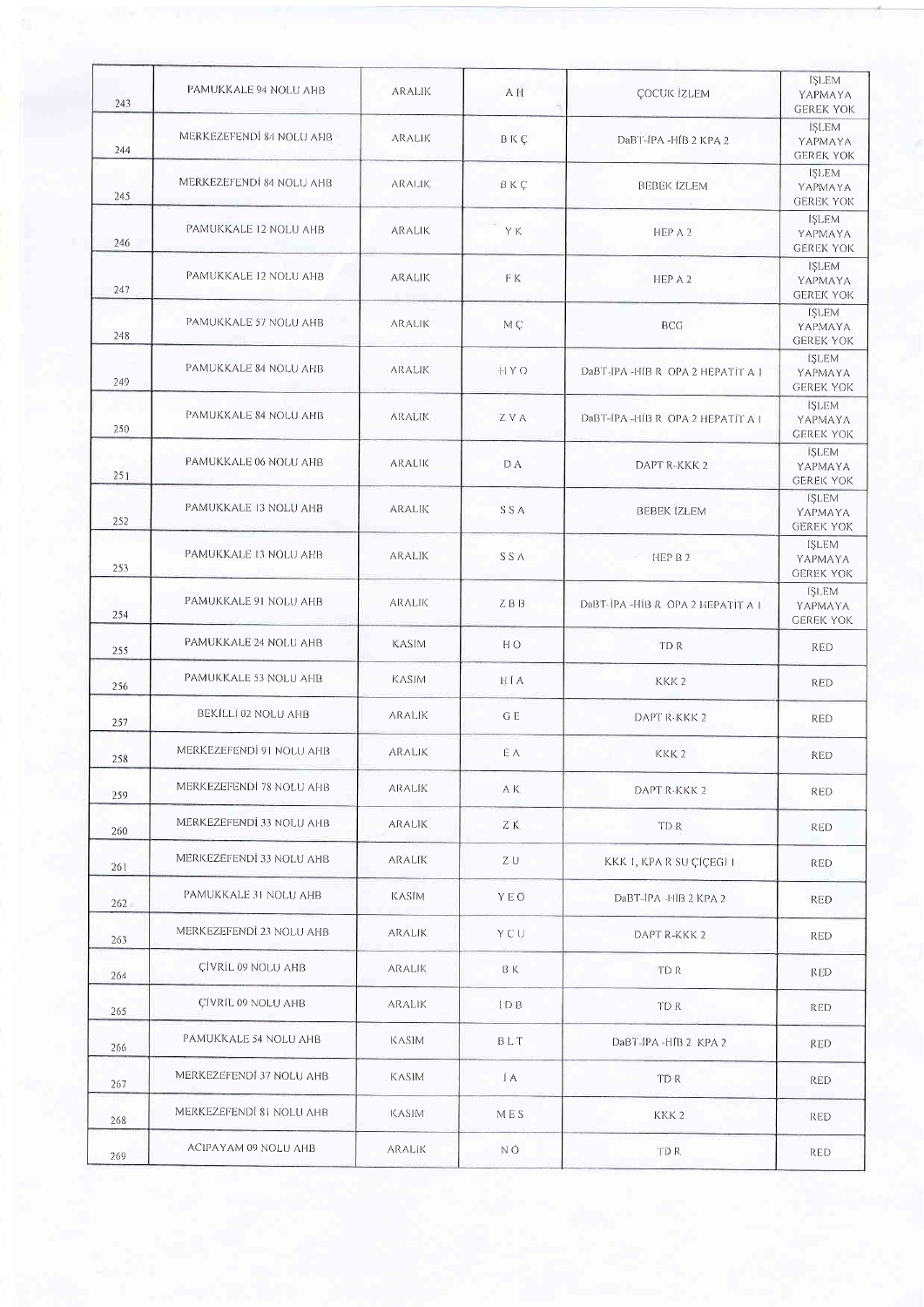| | | | | | |
|---|---|---|---|---|---|
| 243 | PAMUKKALE 94 NOLU AHB | ARALIK | A H | ÇOCUK İZLEM | İŞLEM YAPMAYA GEREK YOK |
| 244 | MERKEZEFENDİ 84 NOLU AHB | ARALIK | B K Ç | DaBT-İPA -HİB 2 KPA 2 | İŞLEM YAPMAYA GEREK YOK |
| 245 | MERKEZEFENDİ 84 NOLU AHB | ARALIK | B K Ç | BEBEK İZLEM | İŞLEM YAPMAYA GEREK YOK |
| 246 | PAMUKKALE 12 NOLU AHB | ARALIK | Y K | HEP A 2 | İŞLEM YAPMAYA GEREK YOK |
| 247 | PAMUKKALE 12 NOLU AHB | ARALIK | F K | HEP A 2 | İŞLEM YAPMAYA GEREK YOK |
| 248 | PAMUKKALE 57 NOLU AHB | ARALIK | M Ç | BCG | İŞLEM YAPMAYA GEREK YOK |
| 249 | PAMUKKALE 84 NOLU AHB | ARALIK | H Y O | DaBT-İPA -HİB R OPA 2 HEPATİT A 1 | İŞLEM YAPMAYA GEREK YOK |
| 250 | PAMUKKALE 84 NOLU AHB | ARALIK | Z V A | DaBT-İPA -HİB R OPA 2 HEPATİT A 1 | İŞLEM YAPMAYA GEREK YOK |
| 251 | PAMUKKALE 06 NOLU AHB | ARALIK | D A | DAPT R-KKK 2 | İŞLEM YAPMAYA GEREK YOK |
| 252 | PAMUKKALE 13 NOLU AHB | ARALIK | S S A | BEBEK İZLEM | İŞLEM YAPMAYA GEREK YOK |
| 253 | PAMUKKALE 13 NOLU AHB | ARALIK | S S A | HEP B 2 | İŞLEM YAPMAYA GEREK YOK |
| 254 | PAMUKKALE 91 NOLU AHB | ARALIK | Z B B | DaBT-İPA -HİB R OPA 2 HEPATİT A 1 | İŞLEM YAPMAYA GEREK YOK |
| 255 | PAMUKKALE 24 NOLU AHB | KASIM | H O | TD R | RED |
| 256 | PAMUKKALE 53 NOLU AHB | KASIM | H İ A | KKK 2 | RED |
| 257 | BEKİLLİ 02 NOLU AHB | ARALIK | G E | DAPT R-KKK 2 | RED |
| 258 | MERKEZEFENDİ 91 NOLU AHB | ARALIK | E A | KKK 2 | RED |
| 259 | MERKEZEFENDİ 78 NOLU AHB | ARALIK | A K | DAPT R-KKK 2 | RED |
| 260 | MERKEZEFENDİ 33 NOLU AHB | ARALIK | Z K | TD R | RED |
| 261 | MERKEZEFENDİ 33 NOLU AHB | ARALIK | Z U | KKK 1, KPA R SU ÇİÇEĞİ 1 | RED |
| 262 | PAMUKKALE 31 NOLU AHB | KASIM | Y E O | DaBT-İPA -HİB 2 KPA 2 | RED |
| 263 | MERKEZEFENDİ 23 NOLU AHB | ARALIK | Y C U | DAPT R-KKK 2 | RED |
| 264 | ÇİVRİL 09 NOLU AHB | ARALIK | B K | TD R | RED |
| 265 | ÇİVRİL 09 NOLU AHB | ARALIK | İ D B | TD R | RED |
| 266 | PAMUKKALE 54 NOLU AHB | KASIM | B L T | DaBT-İPA -HİB 2 KPA 2 | RED |
| 267 | MERKEZEFENDİ 37 NOLU AHB | KASIM | İ A | TD R | RED |
| 268 | MERKEZEFENDİ 81 NOLU AHB | KASIM | M E S | KKK 2 | RED |
| 269 | ACIPAYAM 09 NOLU AHB | ARALIK | N O | TD R | RED |